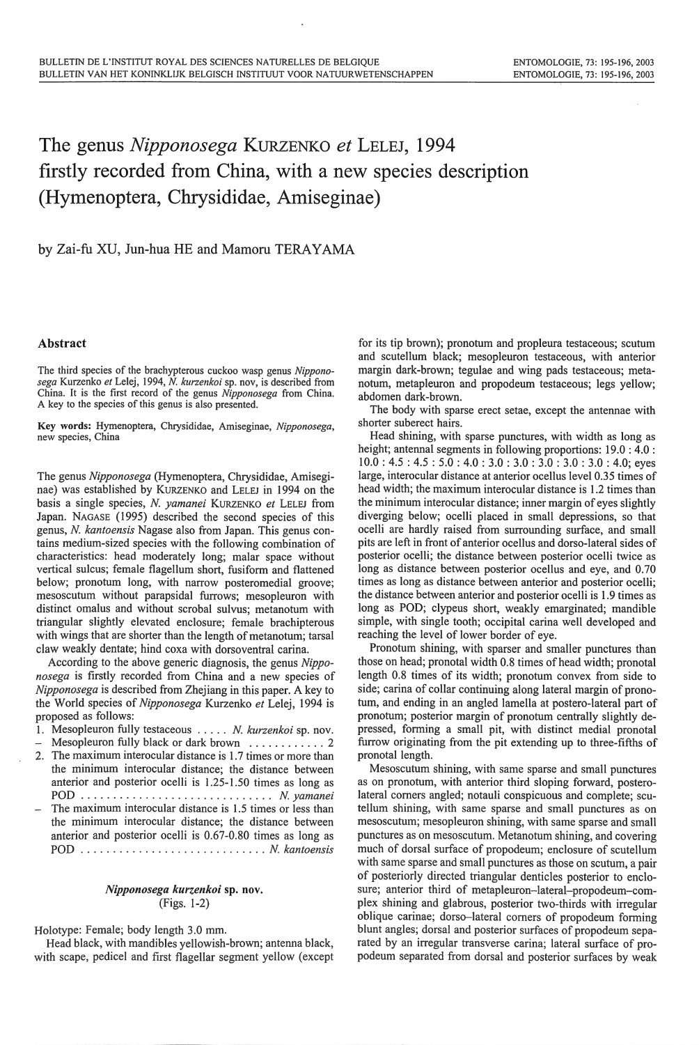# The genus *Nipponosega* KURZENKO *et* LELEJ, 1994 firstly recorded from China, with a new species description (Hymenoptera, Chrysididae, Amiseginae)

by Zai-fu XU, Jun-hua HE and Mamoru TERAYAMA

## Abstract

The third species of the brachypterous cuckoo wasp genus *Nipponosega* Kurzenko *et* Lelej, 1994, *N. kurzenkoi* sp. nov, is described from China. It is the first record of the genus *Nipponosega* from China. A key to the species of this genus is also presented.

**Key words:** Hymenoptera, Chrysididae, Amiseginae, *Nipponosega*, new species, China

The genus *Nipponosega* (Hymenoptera, Chrysididae, Amiseginae) was established by KURZENKO and LELEJ in 1994 on the basis a single species, *N. yamanei* KURZENKO *et* LELEJ from Japan. NAGASE (1995) described the second species of this genus, *N. kantoensis* Nagase also from Japan. This genus contains medium-sized species with the following combination of characteristics: head moderately long; malar space without vertical sulcus; female flagellum short, fusiform and flattened below; pronotum long, with narrow posteromedial groove; mesoscutum without parapsidal furrows; mesopleuron with distinct omalus and without scrobal sulvus; metanotum with triangular slightly elevated enclosure; female brachipterous with wings that are shorter than the length of metanotum; tarsal claw weakly dentate; hind coxa with dorsoventral carina.

According to the above generic diagnosis, the genus *Nipponosega* is firstly recorded from China and a new species of *Nipponosega* is described from Zhejiang in this paper. A key to the World species of *Nipponosega* Kurzenko *et* Lelej, 1994 is proposed as follows:

1. Mesopleuron fully testaceous ..... *N. kurzenkoi* sp. nov.
   – Mesopleuron fully black or dark brown ............ 2
2. The maximum interocular distance is 1.7 times or more than the minimum interocular distance; the distance between anterior and posterior ocelli is 1.25-1.50 times as long as POD .............................. *N. yamanei*
   – The maximum interocular distance is 1.5 times or less than the minimum interocular distance; the distance between anterior and posterior ocelli is 0.67-0.80 times as long as POD ............................ *N. kantoensis*

### *Nipponosega kurzenkoi* sp. nov.

(Figs. 1-2)

Holotype: Female; body length 3.0 mm.

Head black, with mandibles yellowish-brown; antenna black, with scape, pedicel and first flagellar segment yellow (except for its tip brown); pronotum and propleura testaceous; scutum and scutellum black; mesopleuron testaceous, with anterior margin dark-brown; tegulae and wing pads testaceous; metanotum, metapleuron and propodeum testaceous; legs yellow; abdomen dark-brown.

The body with sparse erect setae, except the antennae with shorter suberect hairs.

Head shining, with sparse punctures, with width as long as height; antennal segments in following proportions: 19.0 : 4.0 : 10.0 : 4.5 : 4.5 : 5.0 : 4.0 : 3.0 : 3.0 : 3.0 : 3.0 : 4.0; eyes large, interocular distance at anterior ocellus level 0.35 times of head width; the maximum interocular distance is 1.2 times than the minimum interocular distance; inner margin of eyes slightly diverging below; ocelli placed in small depressions, so that ocelli are hardly raised from surrounding surface, and small pits are left in front of anterior ocellus and dorso-lateral sides of posterior ocelli; the distance between posterior ocelli twice as long as distance between posterior ocellus and eye, and 0.70 times as long as distance between anterior and posterior ocelli; the distance between anterior and posterior ocelli is 1.9 times as long as POD; clypeus short, weakly emarginated; mandible simple, with single tooth; occipital carina well developed and reaching the level of lower border of eye.

Pronotum shining, with sparser and smaller punctures than those on head; pronotal width 0.8 times of head width; pronotal length 0.8 times of its width; pronotum convex from side to side; carina of collar continuing along lateral margin of pronotum, and ending in an angled lamella at postero-lateral part of pronotum; posterior margin of pronotum centrally slightly depressed, forming a small pit, with distinct medial pronotal furrow originating from the pit extending up to three-fifths of pronotal length.

Mesoscutum shining, with same sparse and small punctures as on pronotum, with anterior third sloping forward, postero-lateral corners angled; notauli conspicuous and complete; scutellum shining, with same sparse and small punctures as on mesoscutum; mesopleuron shining, with same sparse and small punctures as on mesoscutum. Metanotum shining, and covering much of dorsal surface of propodeum; enclosure of scutellum with same sparse and small punctures as those on scutum, a pair of posteriorly directed triangular denticles posterior to enclosure; anterior third of metapleuron–lateral–propodeum–complex shining and glabrous, posterior two-thirds with irregular oblique carinae; dorso–lateral corners of propodeum forming blunt angles; dorsal and posterior surfaces of propodeum separated by an irregular transverse carina; lateral surface of propodeum separated from dorsal and posterior surfaces by weak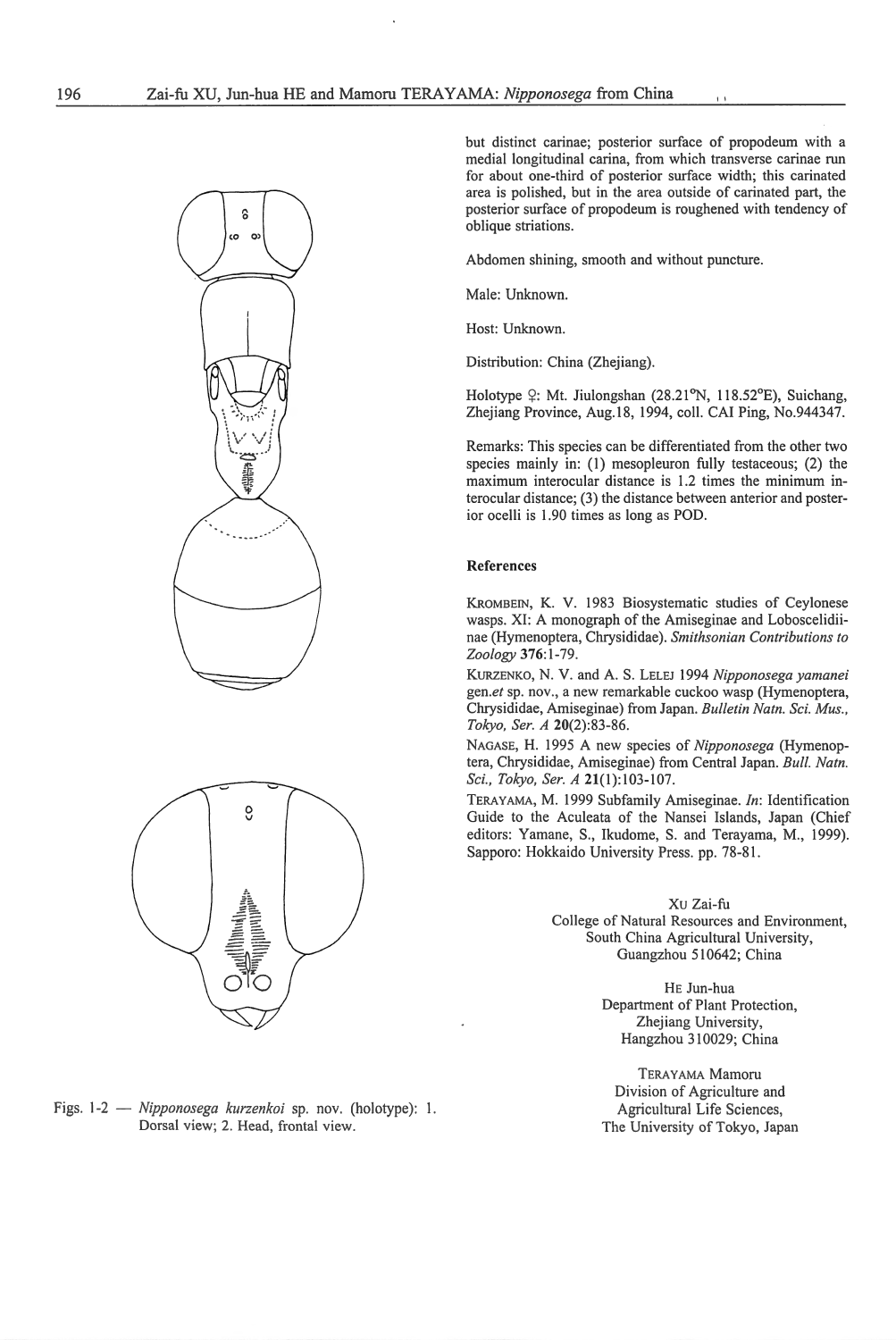but distinct carinae; posterior surface of propodeum with a medial longitudinal carina, from which transverse carinae run for about one-third of posterior surface width; this carinated area is polished, but in the area outside of carinated part, the posterior surface of propodeum is roughened with tendency of oblique striations.

Abdomen shining, smooth and without puncture.

Male: Unknown.

Host: Unknown.

Distribution: China (Zhejiang).

Holotype ♀: Mt. Jiulongshan (28.21°N, 118.52°E), Suichang, Zhejiang Province, Aug.18, 1994, coll. CAI Ping, No.944347.

Remarks: This species can be differentiated from the other two species mainly in: (1) mesopleuron fully testaceous; (2) the maximum interocular distance is 1.2 times the minimum interocular distance; (3) the distance between anterior and posterior ocelli is 1.90 times as long as POD.

Figs. 1-2 — *Nipponosega kurzenkoi* sp. nov. (holotype): 1. Dorsal view; 2. Head, frontal view.

### References

KROMBEIN, K. V. 1983 Biosystematic studies of Ceylonese wasps. XI: A monograph of the Amiseginae and Loboscelidiinae (Hymenoptera, Chrysididae). *Smithsonian Contributions to Zoology* **376**:1-79.

KURZENKO, N. V. and A. S. LELEJ 1994 *Nipponosega yamanei* gen.*et* sp. nov., a new remarkable cuckoo wasp (Hymenoptera, Chrysididae, Amiseginae) from Japan. *Bulletin Natn. Sci. Mus., Tokyo, Ser. A* **20**(2):83-86.

NAGASE, H. 1995 A new species of *Nipponosega* (Hymenoptera, Chrysididae, Amiseginae) from Central Japan. *Bull. Natn. Sci., Tokyo, Ser. A* **21**(1):103-107.

TERAYAMA, M. 1999 Subfamily Amiseginae. *In*: Identification Guide to the Aculeata of the Nansei Islands, Japan (Chief editors: Yamane, S., Ikudome, S. and Terayama, M., 1999). Sapporo: Hokkaido University Press. pp. 78-81.

XU Zai-fu
College of Natural Resources and Environment,
South China Agricultural University,
Guangzhou 510642; China

HE Jun-hua
Department of Plant Protection,
Zhejiang University,
Hangzhou 310029; China

TERAYAMA Mamoru
Division of Agriculture and
Agricultural Life Sciences,
The University of Tokyo, Japan